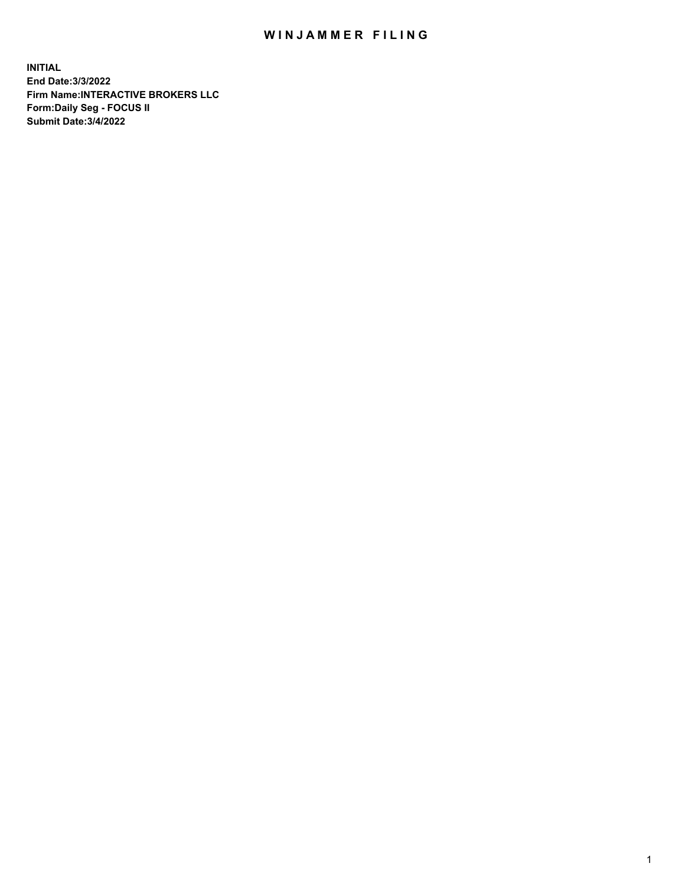# WINJAMMER FILING

**INITIAL**
**End Date:3/3/2022**
**Firm Name:INTERACTIVE BROKERS LLC**
**Form:Daily Seg - FOCUS II**
**Submit Date:3/4/2022**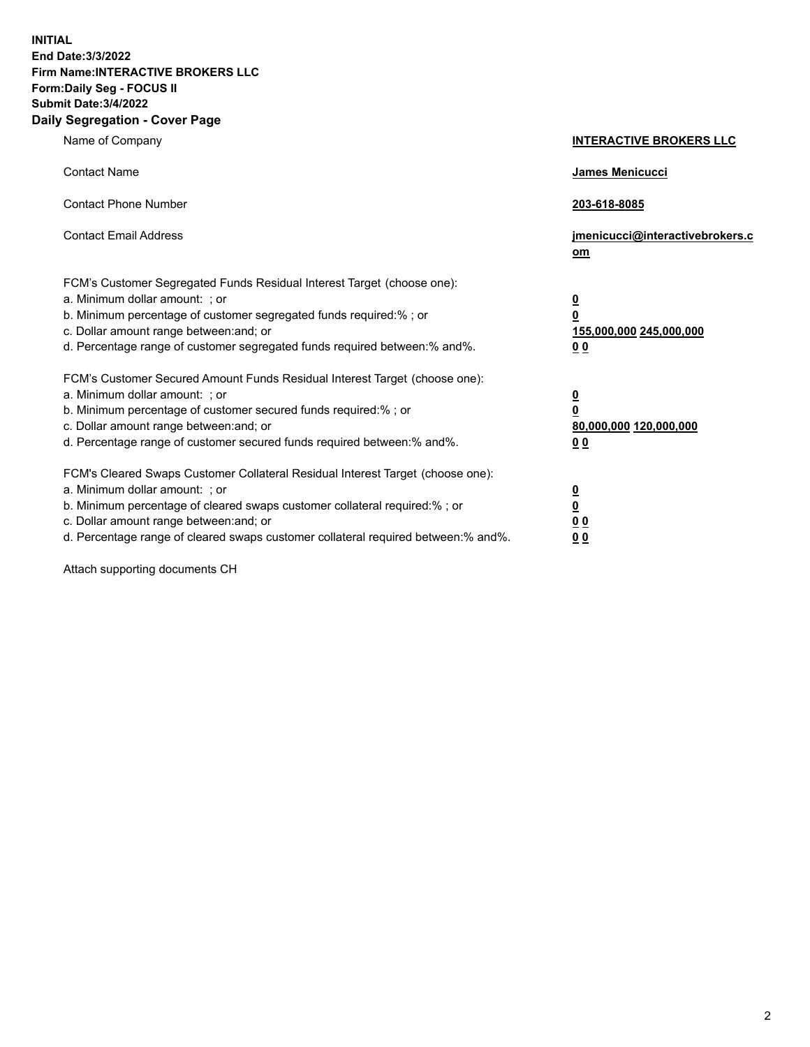**INITIAL**
**End Date:3/3/2022**
**Firm Name:INTERACTIVE BROKERS LLC**
**Form:Daily Seg - FOCUS II**
**Submit Date:3/4/2022**

## Daily Segregation - Cover Page

| | |
|---|---|
| Name of Company | **INTERACTIVE BROKERS LLC** |
| Contact Name | **James Menicucci** |
| Contact Phone Number | **203-618-8085** |
| Contact Email Address | **jmenicucci@interactivebrokers.com** |
| FCM's Customer Segregated Funds Residual Interest Target (choose one): | |
| a. Minimum dollar amount: ; or | **0** |
| b. Minimum percentage of customer segregated funds required:% ; or | **0** |
| c. Dollar amount range between:and; or | **155,000,000 245,000,000** |
| d. Percentage range of customer segregated funds required between:% and%. | **0 0** |
| FCM's Customer Secured Amount Funds Residual Interest Target (choose one): | |
| a. Minimum dollar amount: ; or | **0** |
| b. Minimum percentage of customer secured funds required:% ; or | **0** |
| c. Dollar amount range between:and; or | **80,000,000 120,000,000** |
| d. Percentage range of customer secured funds required between:% and%. | **0 0** |
| FCM's Cleared Swaps Customer Collateral Residual Interest Target (choose one): | |
| a. Minimum dollar amount: ; or | **0** |
| b. Minimum percentage of cleared swaps customer collateral required:% ; or | **0** |
| c. Dollar amount range between:and; or | **0 0** |
| d. Percentage range of cleared swaps customer collateral required between:% and%. | **0 0** |

Attach supporting documents CH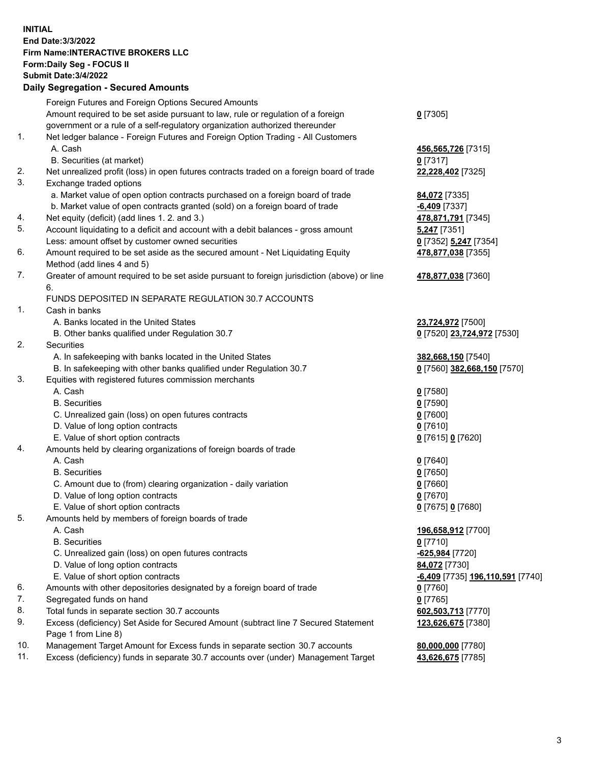**INITIAL**
**End Date:3/3/2022**
**Firm Name:INTERACTIVE BROKERS LLC**
**Form:Daily Seg - FOCUS II**
**Submit Date:3/4/2022**

**Daily Segregation - Secured Amounts**

| | | |
|---|---|---|
| | Foreign Futures and Foreign Options Secured Amounts | |
| | Amount required to be set aside pursuant to law, rule or regulation of a foreign government or a rule of a self-regulatory organization authorized thereunder | **0** [7305] |
| 1. | Net ledger balance - Foreign Futures and Foreign Option Trading - All Customers | |
| | A. Cash | **456,565,726** [7315] |
| | B. Securities (at market) | **0** [7317] |
| 2. | Net unrealized profit (loss) in open futures contracts traded on a foreign board of trade | **22,228,402** [7325] |
| 3. | Exchange traded options | |
| | a. Market value of open option contracts purchased on a foreign board of trade | **84,072** [7335] |
| | b. Market value of open contracts granted (sold) on a foreign board of trade | **-6,409** [7337] |
| 4. | Net equity (deficit) (add lines 1. 2. and 3.) | **478,871,791** [7345] |
| 5. | Account liquidating to a deficit and account with a debit balances - gross amount | **5,247** [7351] |
| | Less: amount offset by customer owned securities | **0** [7352] **5,247** [7354] |
| 6. | Amount required to be set aside as the secured amount - Net Liquidating Equity Method (add lines 4 and 5) | **478,877,038** [7355] |
| 7. | Greater of amount required to be set aside pursuant to foreign jurisdiction (above) or line 6. | **478,877,038** [7360] |
| | FUNDS DEPOSITED IN SEPARATE REGULATION 30.7 ACCOUNTS | |
| 1. | Cash in banks | |
| | A. Banks located in the United States | **23,724,972** [7500] |
| | B. Other banks qualified under Regulation 30.7 | **0** [7520] **23,724,972** [7530] |
| 2. | Securities | |
| | A. In safekeeping with banks located in the United States | **382,668,150** [7540] |
| | B. In safekeeping with other banks qualified under Regulation 30.7 | **0** [7560] **382,668,150** [7570] |
| 3. | Equities with registered futures commission merchants | |
| | A. Cash | **0** [7580] |
| | B. Securities | **0** [7590] |
| | C. Unrealized gain (loss) on open futures contracts | **0** [7600] |
| | D. Value of long option contracts | **0** [7610] |
| | E. Value of short option contracts | **0** [7615] **0** [7620] |
| 4. | Amounts held by clearing organizations of foreign boards of trade | |
| | A. Cash | **0** [7640] |
| | B. Securities | **0** [7650] |
| | C. Amount due to (from) clearing organization - daily variation | **0** [7660] |
| | D. Value of long option contracts | **0** [7670] |
| | E. Value of short option contracts | **0** [7675] **0** [7680] |
| 5. | Amounts held by members of foreign boards of trade | |
| | A. Cash | **196,658,912** [7700] |
| | B. Securities | **0** [7710] |
| | C. Unrealized gain (loss) on open futures contracts | **-625,984** [7720] |
| | D. Value of long option contracts | **84,072** [7730] |
| | E. Value of short option contracts | **-6,409** [7735] **196,110,591** [7740] |
| 6. | Amounts with other depositories designated by a foreign board of trade | **0** [7760] |
| 7. | Segregated funds on hand | **0** [7765] |
| 8. | Total funds in separate section 30.7 accounts | **602,503,713** [7770] |
| 9. | Excess (deficiency) Set Aside for Secured Amount (subtract line 7 Secured Statement Page 1 from Line 8) | **123,626,675** [7380] |
| 10. | Management Target Amount for Excess funds in separate section 30.7 accounts | **80,000,000** [7780] |
| 11. | Excess (deficiency) funds in separate 30.7 accounts over (under) Management Target | **43,626,675** [7785] |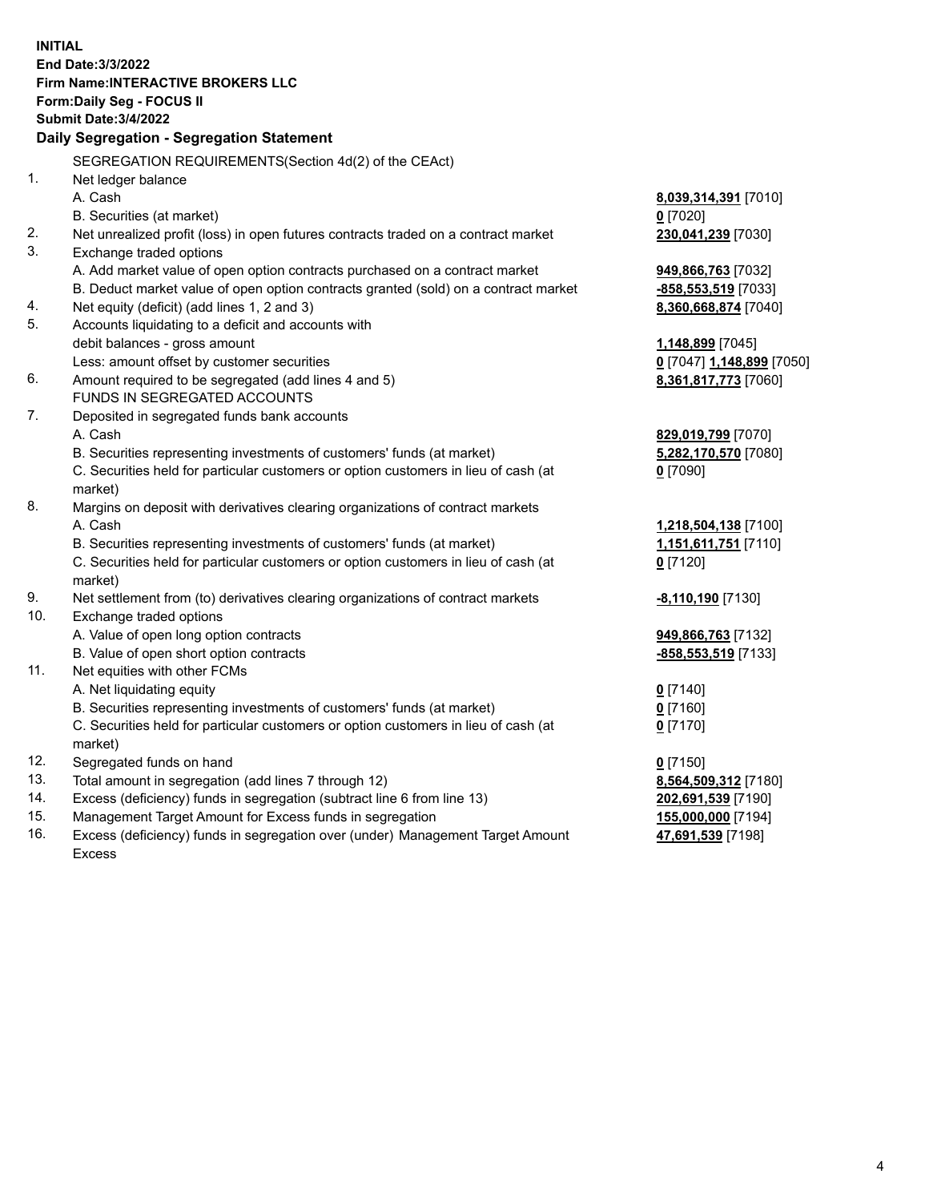**INITIAL**
**End Date:3/3/2022**
**Firm Name:INTERACTIVE BROKERS LLC**
**Form:Daily Seg - FOCUS II**
**Submit Date:3/4/2022**

## Daily Segregation - Segregation Statement

| | | |
|---|---|---|
| | SEGREGATION REQUIREMENTS(Section 4d(2) of the CEAct) | |
| 1. | Net ledger balance | |
| | A. Cash | **8,039,314,391** [7010] |
| | B. Securities (at market) | **0** [7020] |
| 2. | Net unrealized profit (loss) in open futures contracts traded on a contract market | **230,041,239** [7030] |
| 3. | Exchange traded options | |
| | A. Add market value of open option contracts purchased on a contract market | **949,866,763** [7032] |
| | B. Deduct market value of open option contracts granted (sold) on a contract market | **-858,553,519** [7033] |
| 4. | Net equity (deficit) (add lines 1, 2 and 3) | **8,360,668,874** [7040] |
| 5. | Accounts liquidating to a deficit and accounts with debit balances - gross amount | **1,148,899** [7045] |
| | Less: amount offset by customer securities | **0** [7047] **1,148,899** [7050] |
| 6. | Amount required to be segregated (add lines 4 and 5) | **8,361,817,773** [7060] |
| | FUNDS IN SEGREGATED ACCOUNTS | |
| 7. | Deposited in segregated funds bank accounts | |
| | A. Cash | **829,019,799** [7070] |
| | B. Securities representing investments of customers' funds (at market) | **5,282,170,570** [7080] |
| | C. Securities held for particular customers or option customers in lieu of cash (at market) | **0** [7090] |
| 8. | Margins on deposit with derivatives clearing organizations of contract markets | |
| | A. Cash | **1,218,504,138** [7100] |
| | B. Securities representing investments of customers' funds (at market) | **1,151,611,751** [7110] |
| | C. Securities held for particular customers or option customers in lieu of cash (at market) | **0** [7120] |
| 9. | Net settlement from (to) derivatives clearing organizations of contract markets | **-8,110,190** [7130] |
| 10. | Exchange traded options | |
| | A. Value of open long option contracts | **949,866,763** [7132] |
| | B. Value of open short option contracts | **-858,553,519** [7133] |
| 11. | Net equities with other FCMs | |
| | A. Net liquidating equity | **0** [7140] |
| | B. Securities representing investments of customers' funds (at market) | **0** [7160] |
| | C. Securities held for particular customers or option customers in lieu of cash (at market) | **0** [7170] |
| 12. | Segregated funds on hand | **0** [7150] |
| 13. | Total amount in segregation (add lines 7 through 12) | **8,564,509,312** [7180] |
| 14. | Excess (deficiency) funds in segregation (subtract line 6 from line 13) | **202,691,539** [7190] |
| 15. | Management Target Amount for Excess funds in segregation | **155,000,000** [7194] |
| 16. | Excess (deficiency) funds in segregation over (under) Management Target Amount Excess | **47,691,539** [7198] |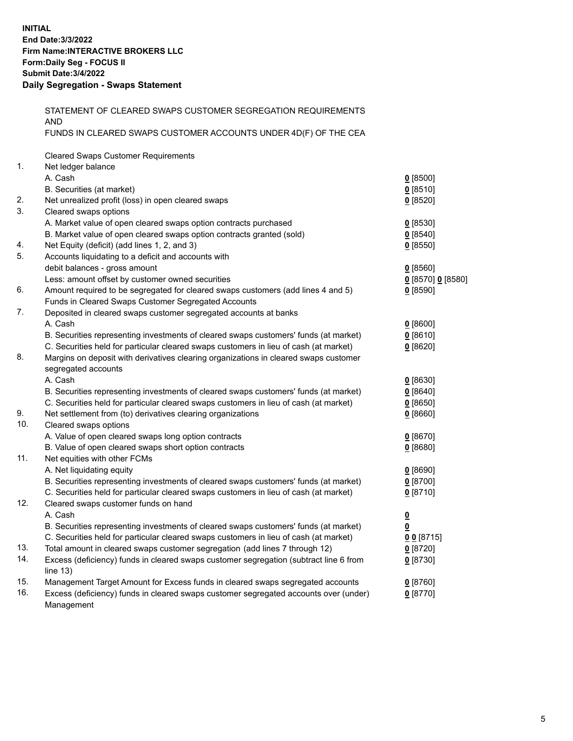**INITIAL**
**End Date:3/3/2022**
**Firm Name:INTERACTIVE BROKERS LLC**
**Form:Daily Seg - FOCUS II**
**Submit Date:3/4/2022**
**Daily Segregation - Swaps Statement**

STATEMENT OF CLEARED SWAPS CUSTOMER SEGREGATION REQUIREMENTS AND FUNDS IN CLEARED SWAPS CUSTOMER ACCOUNTS UNDER 4D(F) OF THE CEA

Cleared Swaps Customer Requirements

| | | |
|---|---|---|
| 1. | Net ledger balance | |
| | A. Cash | 0 [8500] |
| | B. Securities (at market) | 0 [8510] |
| 2. | Net unrealized profit (loss) in open cleared swaps | 0 [8520] |
| 3. | Cleared swaps options | |
| | A. Market value of open cleared swaps option contracts purchased | 0 [8530] |
| | B. Market value of open cleared swaps option contracts granted (sold) | 0 [8540] |
| 4. | Net Equity (deficit) (add lines 1, 2, and 3) | 0 [8550] |
| 5. | Accounts liquidating to a deficit and accounts with debit balances - gross amount | 0 [8560] |
| | Less: amount offset by customer owned securities | 0 [8570] 0 [8580] |
| 6. | Amount required to be segregated for cleared swaps customers (add lines 4 and 5) | 0 [8590] |
| | Funds in Cleared Swaps Customer Segregated Accounts | |
| 7. | Deposited in cleared swaps customer segregated accounts at banks | |
| | A. Cash | 0 [8600] |
| | B. Securities representing investments of cleared swaps customers' funds (at market) | 0 [8610] |
| | C. Securities held for particular cleared swaps customers in lieu of cash (at market) | 0 [8620] |
| 8. | Margins on deposit with derivatives clearing organizations in cleared swaps customer segregated accounts | |
| | A. Cash | 0 [8630] |
| | B. Securities representing investments of cleared swaps customers' funds (at market) | 0 [8640] |
| | C. Securities held for particular cleared swaps customers in lieu of cash (at market) | 0 [8650] |
| 9. | Net settlement from (to) derivatives clearing organizations | 0 [8660] |
| 10. | Cleared swaps options | |
| | A. Value of open cleared swaps long option contracts | 0 [8670] |
| | B. Value of open cleared swaps short option contracts | 0 [8680] |
| 11. | Net equities with other FCMs | |
| | A. Net liquidating equity | 0 [8690] |
| | B. Securities representing investments of cleared swaps customers' funds (at market) | 0 [8700] |
| | C. Securities held for particular cleared swaps customers in lieu of cash (at market) | 0 [8710] |
| 12. | Cleared swaps customer funds on hand | |
| | A. Cash | 0 |
| | B. Securities representing investments of cleared swaps customers' funds (at market) | 0 |
| | C. Securities held for particular cleared swaps customers in lieu of cash (at market) | 0 0 [8715] |
| 13. | Total amount in cleared swaps customer segregation (add lines 7 through 12) | 0 [8720] |
| 14. | Excess (deficiency) funds in cleared swaps customer segregation (subtract line 6 from line 13) | 0 [8730] |
| 15. | Management Target Amount for Excess funds in cleared swaps segregated accounts | 0 [8760] |
| 16. | Excess (deficiency) funds in cleared swaps customer segregated accounts over (under) Management | 0 [8770] |